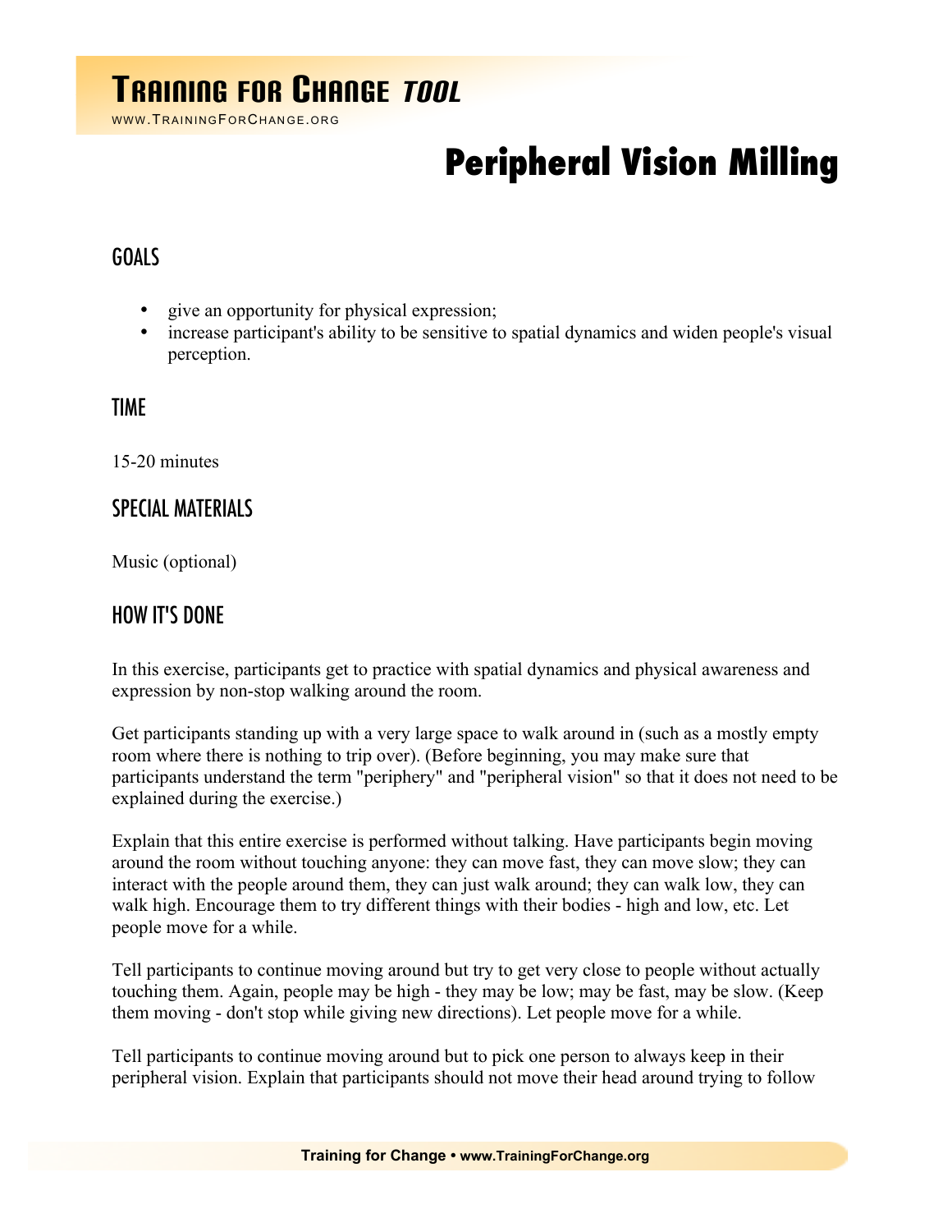# Training for Change *Tool*

www.TrainingForChange.org

# Peripheral Vision Milling

## GOALS

- give an opportunity for physical expression;
- increase participant's ability to be sensitive to spatial dynamics and widen people's visual perception.

## TIME

15-20 minutes

## SPECIAL MATERIALS

Music (optional)

## HOW IT'S DONE

In this exercise, participants get to practice with spatial dynamics and physical awareness and expression by non-stop walking around the room.

Get participants standing up with a very large space to walk around in (such as a mostly empty room where there is nothing to trip over). (Before beginning, you may make sure that participants understand the term "periphery" and "peripheral vision" so that it does not need to be explained during the exercise.)

Explain that this entire exercise is performed without talking. Have participants begin moving around the room without touching anyone: they can move fast, they can move slow; they can interact with the people around them, they can just walk around; they can walk low, they can walk high. Encourage them to try different things with their bodies - high and low, etc. Let people move for a while.

Tell participants to continue moving around but try to get very close to people without actually touching them. Again, people may be high - they may be low; may be fast, may be slow. (Keep them moving - don't stop while giving new directions). Let people move for a while.

Tell participants to continue moving around but to pick one person to always keep in their peripheral vision. Explain that participants should not move their head around trying to follow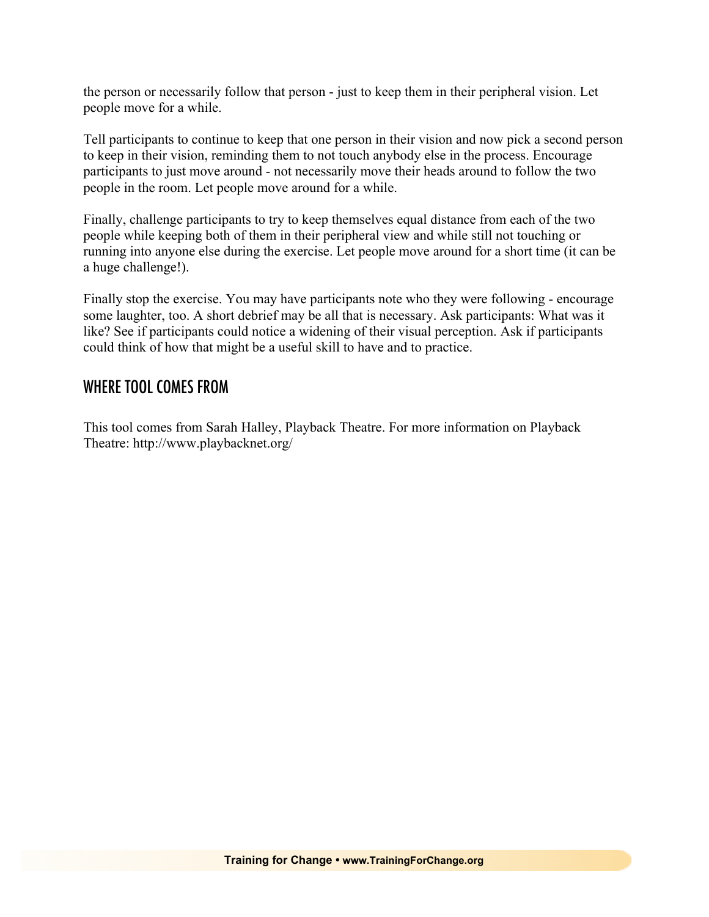the person or necessarily follow that person - just to keep them in their peripheral vision. Let people move for a while.

Tell participants to continue to keep that one person in their vision and now pick a second person to keep in their vision, reminding them to not touch anybody else in the process. Encourage participants to just move around - not necessarily move their heads around to follow the two people in the room. Let people move around for a while.

Finally, challenge participants to try to keep themselves equal distance from each of the two people while keeping both of them in their peripheral view and while still not touching or running into anyone else during the exercise. Let people move around for a short time (it can be a huge challenge!).

Finally stop the exercise. You may have participants note who they were following - encourage some laughter, too. A short debrief may be all that is necessary. Ask participants: What was it like? See if participants could notice a widening of their visual perception. Ask if participants could think of how that might be a useful skill to have and to practice.

## WHERE TOOL COMES FROM

This tool comes from Sarah Halley, Playback Theatre. For more information on Playback Theatre: http://www.playbacknet.org/